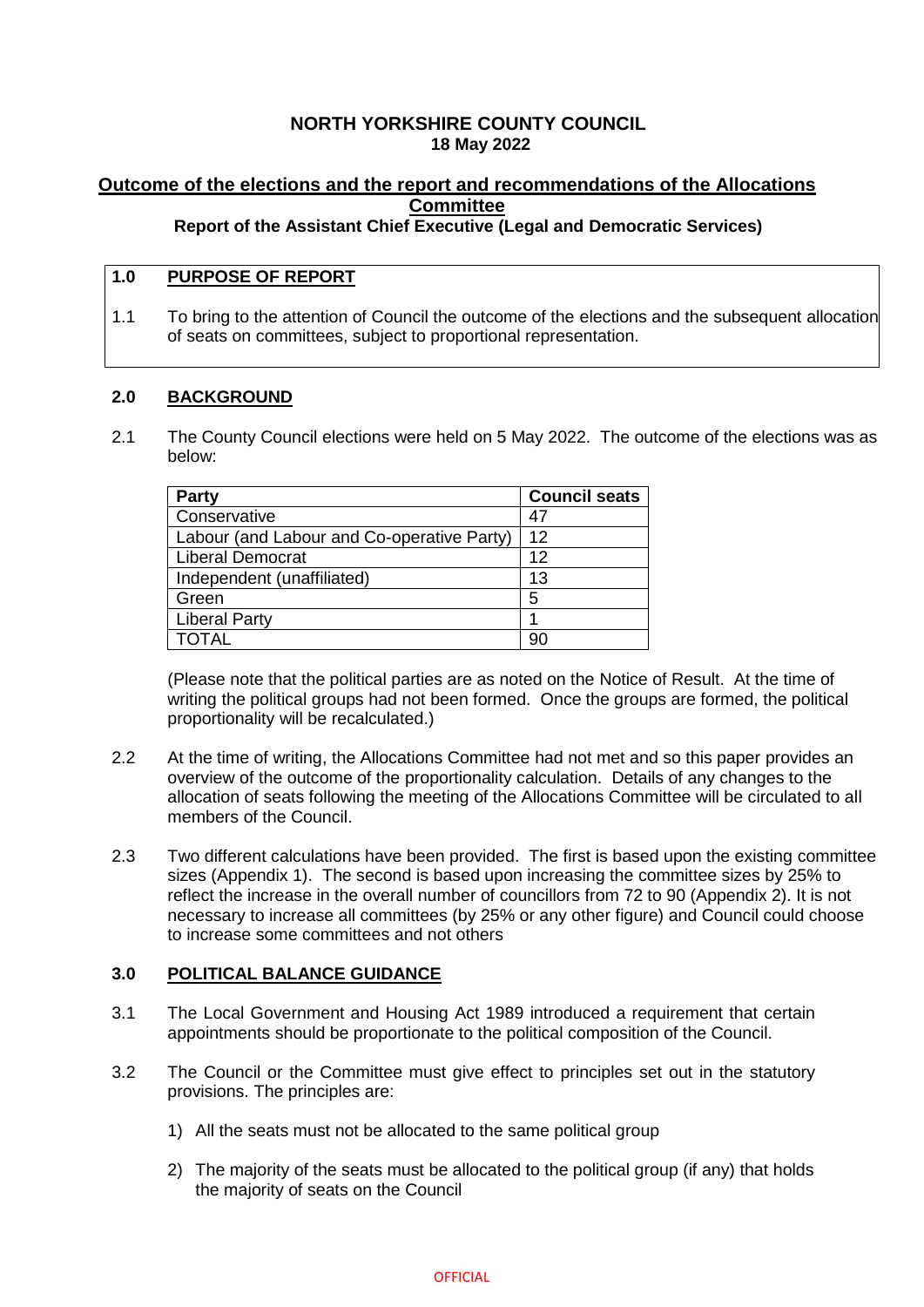# NORTH YORKSHIRE COUNTY COUNCIL
**18 May 2022**

## Outcome of the elections and the report and recommendations of the Allocations Committee

**Report of the Assistant Chief Executive (Legal and Democratic Services)**

### 1.0 PURPOSE OF REPORT

1.1 To bring to the attention of Council the outcome of the elections and the subsequent allocation of seats on committees, subject to proportional representation.

### 2.0 BACKGROUND

2.1 The County Council elections were held on 5 May 2022. The outcome of the elections was as below:

| Party | Council seats |
|---|---|
| Conservative | 47 |
| Labour (and Labour and Co-operative Party) | 12 |
| Liberal Democrat | 12 |
| Independent (unaffiliated) | 13 |
| Green | 5 |
| Liberal Party | 1 |
| TOTAL | 90 |

(Please note that the political parties are as noted on the Notice of Result. At the time of writing the political groups had not been formed. Once the groups are formed, the political proportionality will be recalculated.)

2.2 At the time of writing, the Allocations Committee had not met and so this paper provides an overview of the outcome of the proportionality calculation. Details of any changes to the allocation of seats following the meeting of the Allocations Committee will be circulated to all members of the Council.

2.3 Two different calculations have been provided. The first is based upon the existing committee sizes (Appendix 1). The second is based upon increasing the committee sizes by 25% to reflect the increase in the overall number of councillors from 72 to 90 (Appendix 2). It is not necessary to increase all committees (by 25% or any other figure) and Council could choose to increase some committees and not others

### 3.0 POLITICAL BALANCE GUIDANCE

3.1 The Local Government and Housing Act 1989 introduced a requirement that certain appointments should be proportionate to the political composition of the Council.

3.2 The Council or the Committee must give effect to principles set out in the statutory provisions. The principles are:

1) All the seats must not be allocated to the same political group
2) The majority of the seats must be allocated to the political group (if any) that holds the majority of seats on the Council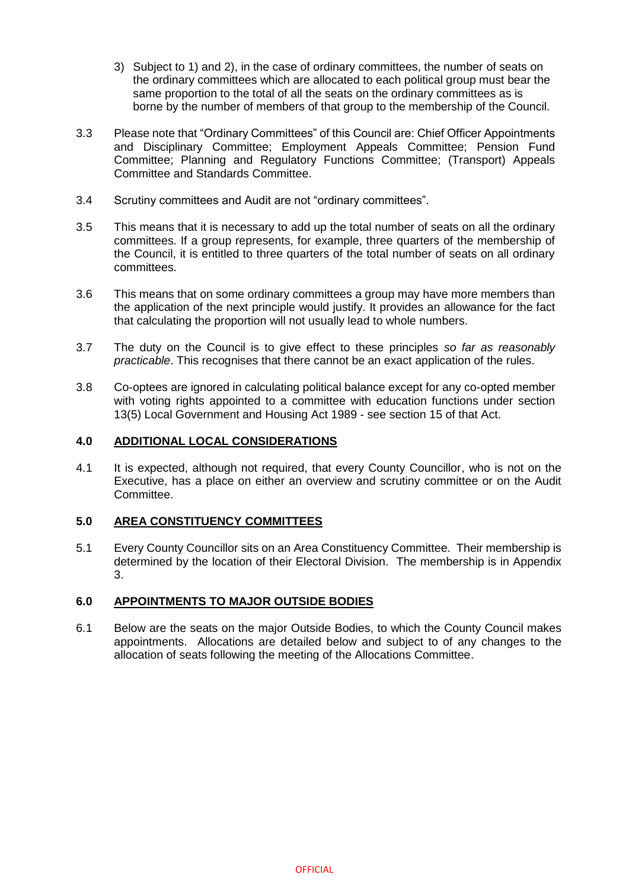3) Subject to 1) and 2), in the case of ordinary committees, the number of seats on the ordinary committees which are allocated to each political group must bear the same proportion to the total of all the seats on the ordinary committees as is borne by the number of members of that group to the membership of the Council.

3.3 Please note that "Ordinary Committees" of this Council are: Chief Officer Appointments and Disciplinary Committee; Employment Appeals Committee; Pension Fund Committee; Planning and Regulatory Functions Committee; (Transport) Appeals Committee and Standards Committee.

3.4 Scrutiny committees and Audit are not "ordinary committees".

3.5 This means that it is necessary to add up the total number of seats on all the ordinary committees. If a group represents, for example, three quarters of the membership of the Council, it is entitled to three quarters of the total number of seats on all ordinary committees.

3.6 This means that on some ordinary committees a group may have more members than the application of the next principle would justify. It provides an allowance for the fact that calculating the proportion will not usually lead to whole numbers.

3.7 The duty on the Council is to give effect to these principles *so far as reasonably practicable*. This recognises that there cannot be an exact application of the rules.

3.8 Co-optees are ignored in calculating political balance except for any co-opted member with voting rights appointed to a committee with education functions under section 13(5) Local Government and Housing Act 1989 - see section 15 of that Act.

## 4.0 ADDITIONAL LOCAL CONSIDERATIONS

4.1 It is expected, although not required, that every County Councillor, who is not on the Executive, has a place on either an overview and scrutiny committee or on the Audit Committee.

## 5.0 AREA CONSTITUENCY COMMITTEES

5.1 Every County Councillor sits on an Area Constituency Committee. Their membership is determined by the location of their Electoral Division. The membership is in Appendix 3.

## 6.0 APPOINTMENTS TO MAJOR OUTSIDE BODIES

6.1 Below are the seats on the major Outside Bodies, to which the County Council makes appointments. Allocations are detailed below and subject to of any changes to the allocation of seats following the meeting of the Allocations Committee.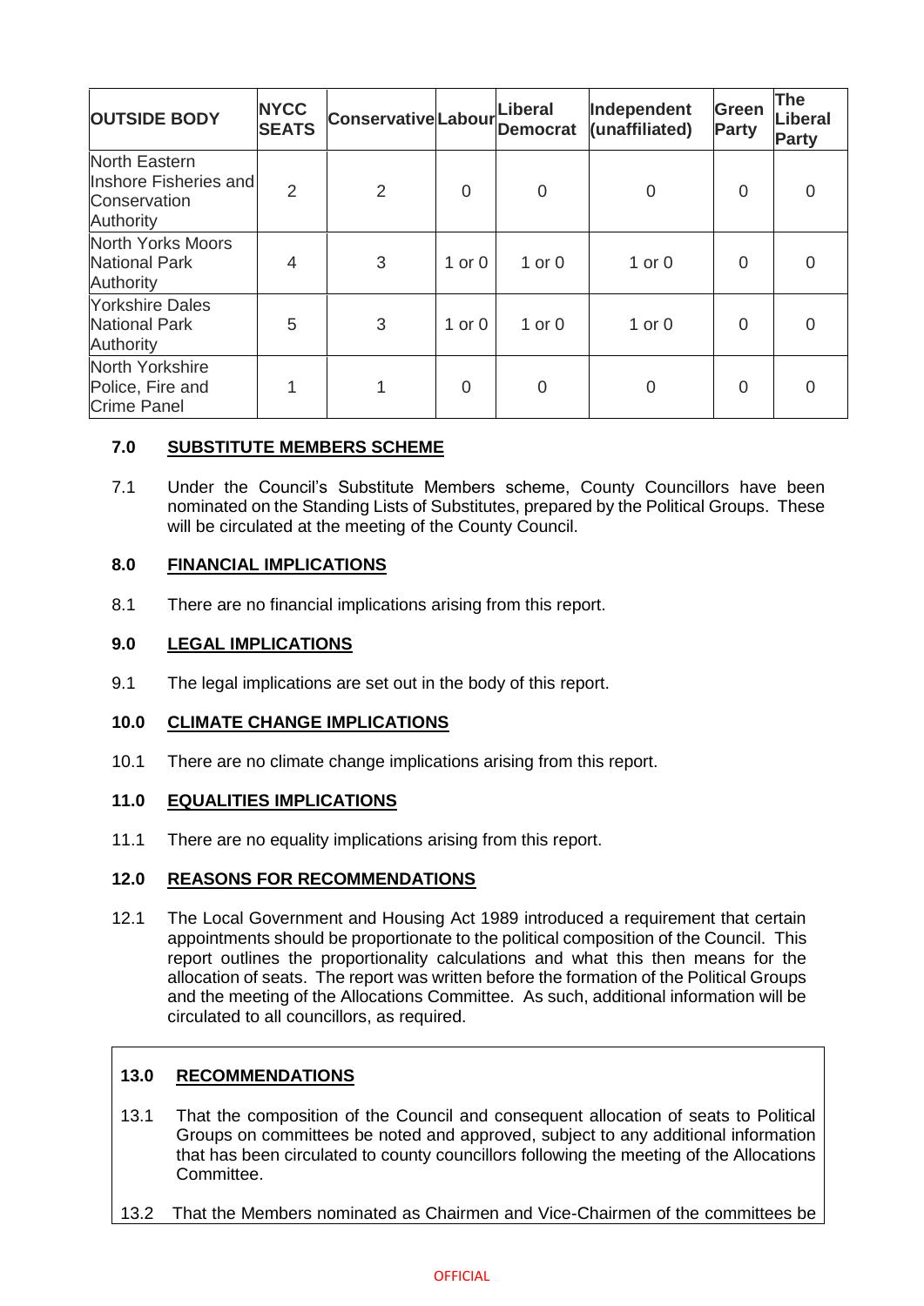| OUTSIDE BODY | NYCC SEATS | Conservative | Labour | Liberal Democrat | Independent (unaffiliated) | Green Party | The Liberal Party |
|---|---|---|---|---|---|---|---|
| North Eastern Inshore Fisheries and Conservation Authority | 2 | 2 | 0 | 0 | 0 | 0 | 0 |
| North Yorks Moors National Park Authority | 4 | 3 | 1 or 0 | 1 or 0 | 1 or 0 | 0 | 0 |
| Yorkshire Dales National Park Authority | 5 | 3 | 1 or 0 | 1 or 0 | 1 or 0 | 0 | 0 |
| North Yorkshire Police, Fire and Crime Panel | 1 | 1 | 0 | 0 | 0 | 0 | 0 |

## 7.0 SUBSTITUTE MEMBERS SCHEME

7.1 Under the Council's Substitute Members scheme, County Councillors have been nominated on the Standing Lists of Substitutes, prepared by the Political Groups. These will be circulated at the meeting of the County Council.

## 8.0 FINANCIAL IMPLICATIONS

8.1 There are no financial implications arising from this report.

## 9.0 LEGAL IMPLICATIONS

9.1 The legal implications are set out in the body of this report.

## 10.0 CLIMATE CHANGE IMPLICATIONS

10.1 There are no climate change implications arising from this report.

## 11.0 EQUALITIES IMPLICATIONS

11.1 There are no equality implications arising from this report.

## 12.0 REASONS FOR RECOMMENDATIONS

12.1 The Local Government and Housing Act 1989 introduced a requirement that certain appointments should be proportionate to the political composition of the Council. This report outlines the proportionality calculations and what this then means for the allocation of seats. The report was written before the formation of the Political Groups and the meeting of the Allocations Committee. As such, additional information will be circulated to all councillors, as required.

## 13.0 RECOMMENDATIONS

13.1 That the composition of the Council and consequent allocation of seats to Political Groups on committees be noted and approved, subject to any additional information that has been circulated to county councillors following the meeting of the Allocations Committee.

13.2 That the Members nominated as Chairmen and Vice-Chairmen of the committees be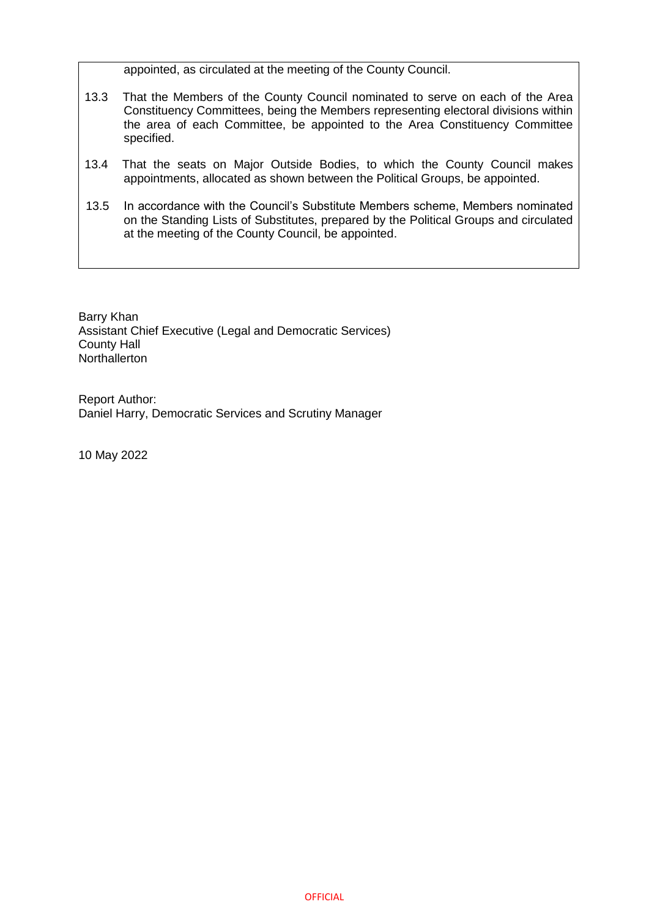appointed, as circulated at the meeting of the County Council.

13.3 That the Members of the County Council nominated to serve on each of the Area Constituency Committees, being the Members representing electoral divisions within the area of each Committee, be appointed to the Area Constituency Committee specified.

13.4 That the seats on Major Outside Bodies, to which the County Council makes appointments, allocated as shown between the Political Groups, be appointed.

13.5 In accordance with the Council's Substitute Members scheme, Members nominated on the Standing Lists of Substitutes, prepared by the Political Groups and circulated at the meeting of the County Council, be appointed.

Barry Khan
Assistant Chief Executive (Legal and Democratic Services)
County Hall
Northallerton

Report Author:
Daniel Harry, Democratic Services and Scrutiny Manager

10 May 2022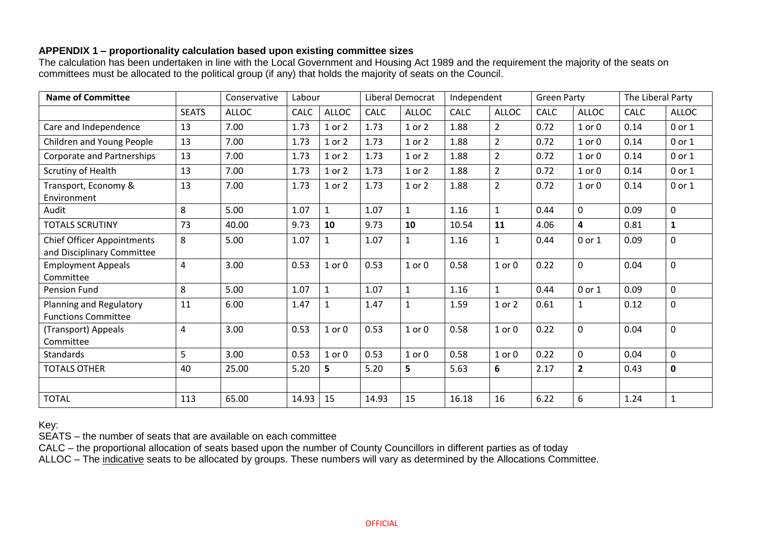**APPENDIX 1 – proportionality calculation based upon existing committee sizes**

The calculation has been undertaken in line with the Local Government and Housing Act 1989 and the requirement the majority of the seats on committees must be allocated to the political group (if any) that holds the majority of seats on the Council.

| **Name of Committee** | | Conservative | Labour | | Liberal Democrat | | Independent | | Green Party | | The Liberal Party | |
|---|---|---|---|---|---|---|---|---|---|---|---|---|
| | SEATS | ALLOC | CALC | ALLOC | CALC | ALLOC | CALC | ALLOC | CALC | ALLOC | CALC | ALLOC |
| Care and Independence | 13 | 7.00 | 1.73 | 1 or 2 | 1.73 | 1 or 2 | 1.88 | 2 | 0.72 | 1 or 0 | 0.14 | 0 or 1 |
| Children and Young People | 13 | 7.00 | 1.73 | 1 or 2 | 1.73 | 1 or 2 | 1.88 | 2 | 0.72 | 1 or 0 | 0.14 | 0 or 1 |
| Corporate and Partnerships | 13 | 7.00 | 1.73 | 1 or 2 | 1.73 | 1 or 2 | 1.88 | 2 | 0.72 | 1 or 0 | 0.14 | 0 or 1 |
| Scrutiny of Health | 13 | 7.00 | 1.73 | 1 or 2 | 1.73 | 1 or 2 | 1.88 | 2 | 0.72 | 1 or 0 | 0.14 | 0 or 1 |
| Transport, Economy & Environment | 13 | 7.00 | 1.73 | 1 or 2 | 1.73 | 1 or 2 | 1.88 | 2 | 0.72 | 1 or 0 | 0.14 | 0 or 1 |
| Audit | 8 | 5.00 | 1.07 | 1 | 1.07 | 1 | 1.16 | 1 | 0.44 | 0 | 0.09 | 0 |
| TOTALS SCRUTINY | 73 | 40.00 | 9.73 | **10** | 9.73 | **10** | 10.54 | **11** | 4.06 | **4** | 0.81 | **1** |
| Chief Officer Appointments and Disciplinary Committee | 8 | 5.00 | 1.07 | 1 | 1.07 | 1 | 1.16 | 1 | 0.44 | 0 or 1 | 0.09 | 0 |
| Employment Appeals Committee | 4 | 3.00 | 0.53 | 1 or 0 | 0.53 | 1 or 0 | 0.58 | 1 or 0 | 0.22 | 0 | 0.04 | 0 |
| Pension Fund | 8 | 5.00 | 1.07 | 1 | 1.07 | 1 | 1.16 | 1 | 0.44 | 0 or 1 | 0.09 | 0 |
| Planning and Regulatory Functions Committee | 11 | 6.00 | 1.47 | 1 | 1.47 | 1 | 1.59 | 1 or 2 | 0.61 | 1 | 0.12 | 0 |
| (Transport) Appeals Committee | 4 | 3.00 | 0.53 | 1 or 0 | 0.53 | 1 or 0 | 0.58 | 1 or 0 | 0.22 | 0 | 0.04 | 0 |
| Standards | 5 | 3.00 | 0.53 | 1 or 0 | 0.53 | 1 or 0 | 0.58 | 1 or 0 | 0.22 | 0 | 0.04 | 0 |
| TOTALS OTHER | 40 | 25.00 | 5.20 | **5** | 5.20 | **5** | 5.63 | **6** | 2.17 | **2** | 0.43 | **0** |
| | | | | | | | | | | | | |
| TOTAL | 113 | 65.00 | 14.93 | 15 | 14.93 | 15 | 16.18 | 16 | 6.22 | 6 | 1.24 | 1 |

Key:

SEATS – the number of seats that are available on each committee

CALC – the proportional allocation of seats based upon the number of County Councillors in different parties as of today

ALLOC – The indicative seats to be allocated by groups. These numbers will vary as determined by the Allocations Committee.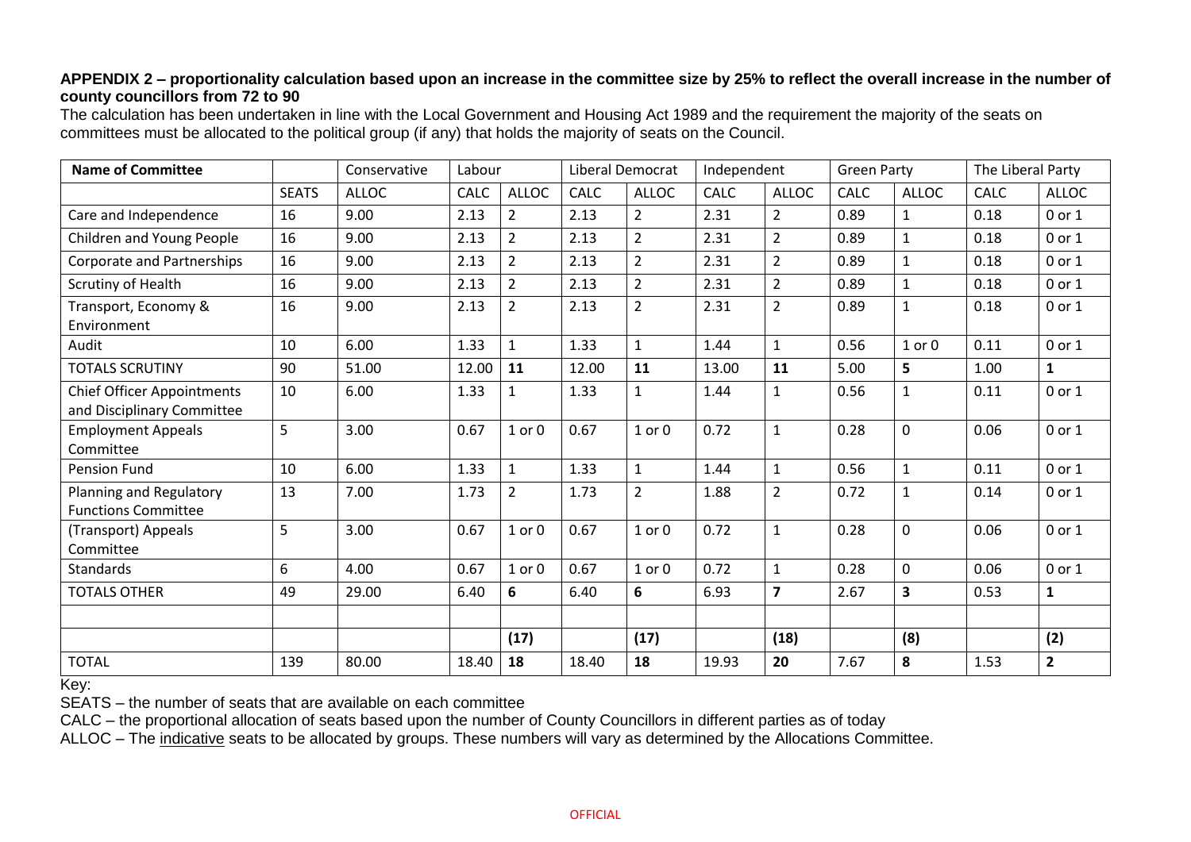**APPENDIX 2 – proportionality calculation based upon an increase in the committee size by 25% to reflect the overall increase in the number of county councillors from 72 to 90**

The calculation has been undertaken in line with the Local Government and Housing Act 1989 and the requirement the majority of the seats on committees must be allocated to the political group (if any) that holds the majority of seats on the Council.

| **Name of Committee** | | Conservative | Labour | | Liberal Democrat | | Independent | | Green Party | | The Liberal Party | |
|---|---|---|---|---|---|---|---|---|---|---|---|---|
| | SEATS | ALLOC | CALC | ALLOC | CALC | ALLOC | CALC | ALLOC | CALC | ALLOC | CALC | ALLOC |
| Care and Independence | 16 | 9.00 | 2.13 | 2 | 2.13 | 2 | 2.31 | 2 | 0.89 | 1 | 0.18 | 0 or 1 |
| Children and Young People | 16 | 9.00 | 2.13 | 2 | 2.13 | 2 | 2.31 | 2 | 0.89 | 1 | 0.18 | 0 or 1 |
| Corporate and Partnerships | 16 | 9.00 | 2.13 | 2 | 2.13 | 2 | 2.31 | 2 | 0.89 | 1 | 0.18 | 0 or 1 |
| Scrutiny of Health | 16 | 9.00 | 2.13 | 2 | 2.13 | 2 | 2.31 | 2 | 0.89 | 1 | 0.18 | 0 or 1 |
| Transport, Economy & Environment | 16 | 9.00 | 2.13 | 2 | 2.13 | 2 | 2.31 | 2 | 0.89 | 1 | 0.18 | 0 or 1 |
| Audit | 10 | 6.00 | 1.33 | 1 | 1.33 | 1 | 1.44 | 1 | 0.56 | 1 or 0 | 0.11 | 0 or 1 |
| TOTALS SCRUTINY | 90 | 51.00 | 12.00 | **11** | 12.00 | **11** | 13.00 | **11** | 5.00 | **5** | 1.00 | **1** |
| Chief Officer Appointments and Disciplinary Committee | 10 | 6.00 | 1.33 | 1 | 1.33 | 1 | 1.44 | 1 | 0.56 | 1 | 0.11 | 0 or 1 |
| Employment Appeals Committee | 5 | 3.00 | 0.67 | 1 or 0 | 0.67 | 1 or 0 | 0.72 | 1 | 0.28 | 0 | 0.06 | 0 or 1 |
| Pension Fund | 10 | 6.00 | 1.33 | 1 | 1.33 | 1 | 1.44 | 1 | 0.56 | 1 | 0.11 | 0 or 1 |
| Planning and Regulatory Functions Committee | 13 | 7.00 | 1.73 | 2 | 1.73 | 2 | 1.88 | 2 | 0.72 | 1 | 0.14 | 0 or 1 |
| (Transport) Appeals Committee | 5 | 3.00 | 0.67 | 1 or 0 | 0.67 | 1 or 0 | 0.72 | 1 | 0.28 | 0 | 0.06 | 0 or 1 |
| Standards | 6 | 4.00 | 0.67 | 1 or 0 | 0.67 | 1 or 0 | 0.72 | 1 | 0.28 | 0 | 0.06 | 0 or 1 |
| TOTALS OTHER | 49 | 29.00 | 6.40 | **6** | 6.40 | **6** | 6.93 | **7** | 2.67 | **3** | 0.53 | **1** |
| | | | | | | | | | | | | |
| | | | | **(17)** | | **(17)** | | **(18)** | | **(8)** | | **(2)** |
| TOTAL | 139 | 80.00 | 18.40 | **18** | 18.40 | **18** | 19.93 | **20** | 7.67 | **8** | 1.53 | **2** |

Key:

SEATS – the number of seats that are available on each committee

CALC – the proportional allocation of seats based upon the number of County Councillors in different parties as of today

ALLOC – The indicative seats to be allocated by groups. These numbers will vary as determined by the Allocations Committee.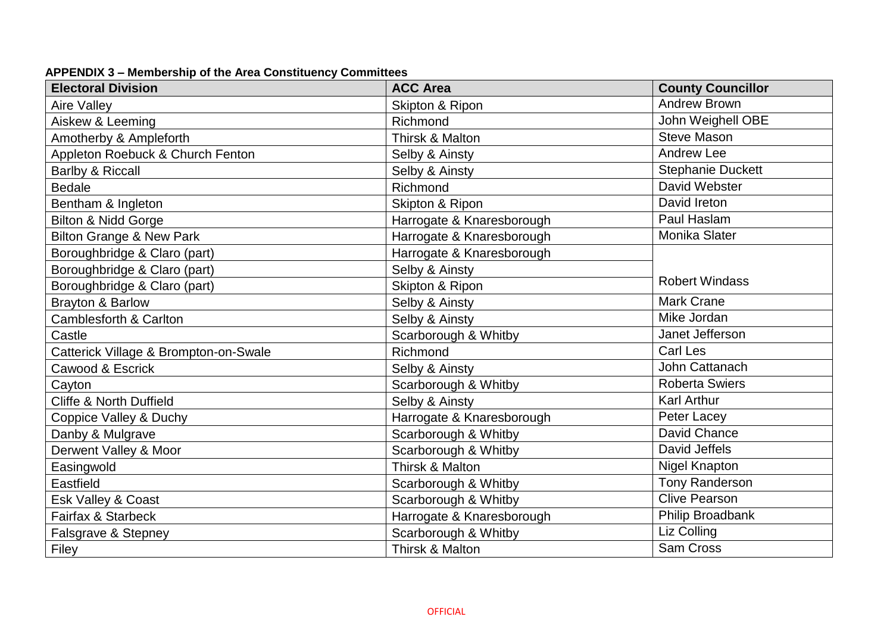**APPENDIX 3 – Membership of the Area Constituency Committees**

| Electoral Division | ACC Area | County Councillor |
| --- | --- | --- |
| Aire Valley | Skipton & Ripon | Andrew Brown |
| Aiskew & Leeming | Richmond | John Weighell OBE |
| Amotherby & Ampleforth | Thirsk & Malton | Steve Mason |
| Appleton Roebuck & Church Fenton | Selby & Ainsty | Andrew Lee |
| Barlby & Riccall | Selby & Ainsty | Stephanie Duckett |
| Bedale | Richmond | David Webster |
| Bentham & Ingleton | Skipton & Ripon | David Ireton |
| Bilton & Nidd Gorge | Harrogate & Knaresborough | Paul Haslam |
| Bilton Grange & New Park | Harrogate & Knaresborough | Monika Slater |
| Boroughbridge & Claro (part) | Harrogate & Knaresborough | Robert Windass |
| Boroughbridge & Claro (part) | Selby & Ainsty | |
| Boroughbridge & Claro (part) | Skipton & Ripon | |
| Brayton & Barlow | Selby & Ainsty | Mark Crane |
| Camblesforth & Carlton | Selby & Ainsty | Mike Jordan |
| Castle | Scarborough & Whitby | Janet Jefferson |
| Catterick Village & Brompton-on-Swale | Richmond | Carl Les |
| Cawood & Escrick | Selby & Ainsty | John Cattanach |
| Cayton | Scarborough & Whitby | Roberta Swiers |
| Cliffe & North Duffield | Selby & Ainsty | Karl Arthur |
| Coppice Valley & Duchy | Harrogate & Knaresborough | Peter Lacey |
| Danby & Mulgrave | Scarborough & Whitby | David Chance |
| Derwent Valley & Moor | Scarborough & Whitby | David Jeffels |
| Easingwold | Thirsk & Malton | Nigel Knapton |
| Eastfield | Scarborough & Whitby | Tony Randerson |
| Esk Valley & Coast | Scarborough & Whitby | Clive Pearson |
| Fairfax & Starbeck | Harrogate & Knaresborough | Philip Broadbank |
| Falsgrave & Stepney | Scarborough & Whitby | Liz Colling |
| Filey | Thirsk & Malton | Sam Cross |

OFFICIAL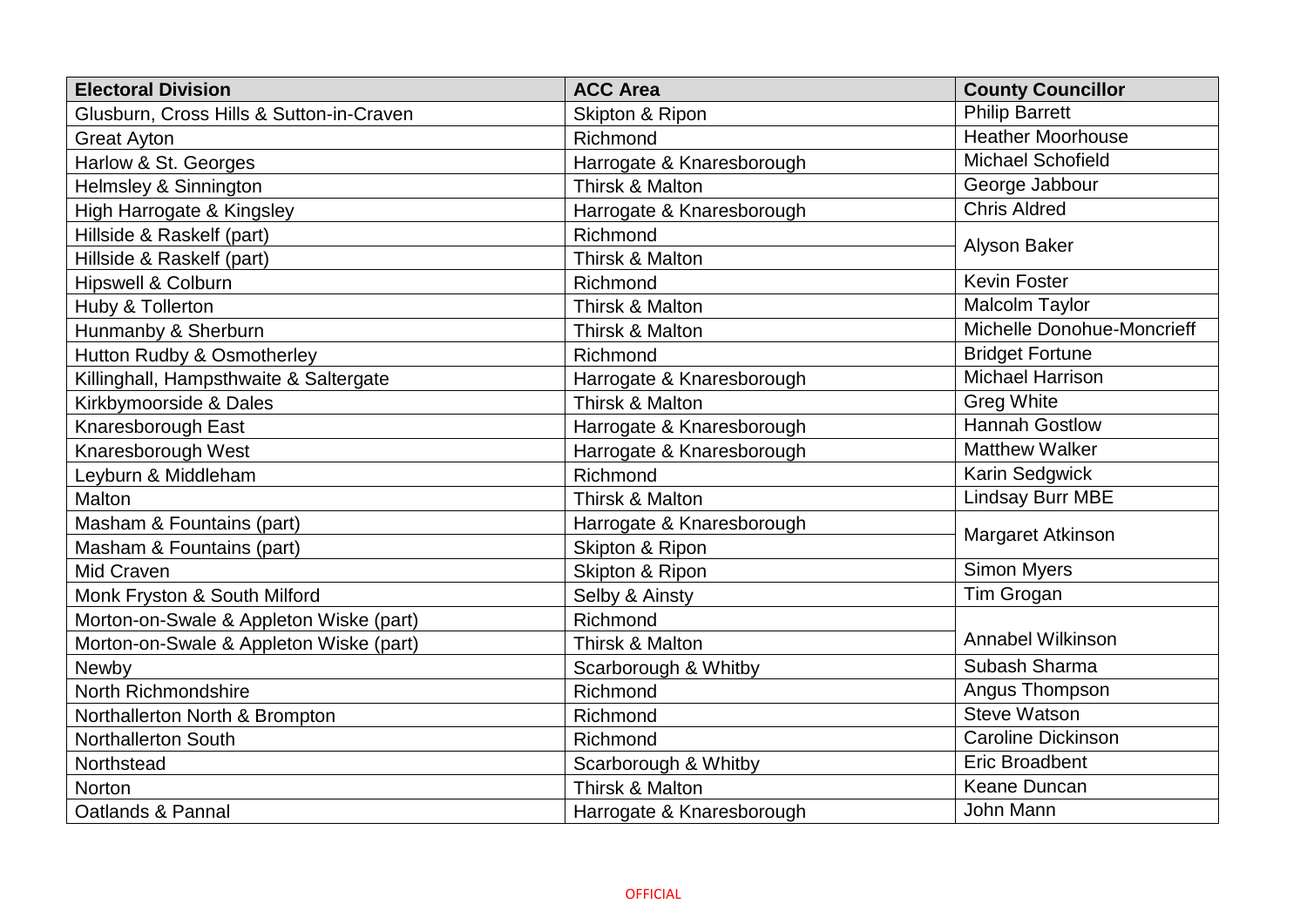| Electoral Division | ACC Area | County Councillor |
|---|---|---|
| Glusburn, Cross Hills & Sutton-in-Craven | Skipton & Ripon | Philip Barrett |
| Great Ayton | Richmond | Heather Moorhouse |
| Harlow & St. Georges | Harrogate & Knaresborough | Michael Schofield |
| Helmsley & Sinnington | Thirsk & Malton | George Jabbour |
| High Harrogate & Kingsley | Harrogate & Knaresborough | Chris Aldred |
| Hillside & Raskelf (part) | Richmond | Alyson Baker |
| Hillside & Raskelf (part) | Thirsk & Malton | |
| Hipswell & Colburn | Richmond | Kevin Foster |
| Huby & Tollerton | Thirsk & Malton | Malcolm Taylor |
| Hunmanby & Sherburn | Thirsk & Malton | Michelle Donohue-Moncrieff |
| Hutton Rudby & Osmotherley | Richmond | Bridget Fortune |
| Killinghall, Hampsthwaite & Saltergate | Harrogate & Knaresborough | Michael Harrison |
| Kirkbymoorside & Dales | Thirsk & Malton | Greg White |
| Knaresborough East | Harrogate & Knaresborough | Hannah Gostlow |
| Knaresborough West | Harrogate & Knaresborough | Matthew Walker |
| Leyburn & Middleham | Richmond | Karin Sedgwick |
| Malton | Thirsk & Malton | Lindsay Burr MBE |
| Masham & Fountains (part) | Harrogate & Knaresborough | Margaret Atkinson |
| Masham & Fountains (part) | Skipton & Ripon | |
| Mid Craven | Skipton & Ripon | Simon Myers |
| Monk Fryston & South Milford | Selby & Ainsty | Tim Grogan |
| Morton-on-Swale & Appleton Wiske (part) | Richmond | Annabel Wilkinson |
| Morton-on-Swale & Appleton Wiske (part) | Thirsk & Malton | |
| Newby | Scarborough & Whitby | Subash Sharma |
| North Richmondshire | Richmond | Angus Thompson |
| Northallerton North & Brompton | Richmond | Steve Watson |
| Northallerton South | Richmond | Caroline Dickinson |
| Northstead | Scarborough & Whitby | Eric Broadbent |
| Norton | Thirsk & Malton | Keane Duncan |
| Oatlands & Pannal | Harrogate & Knaresborough | John Mann |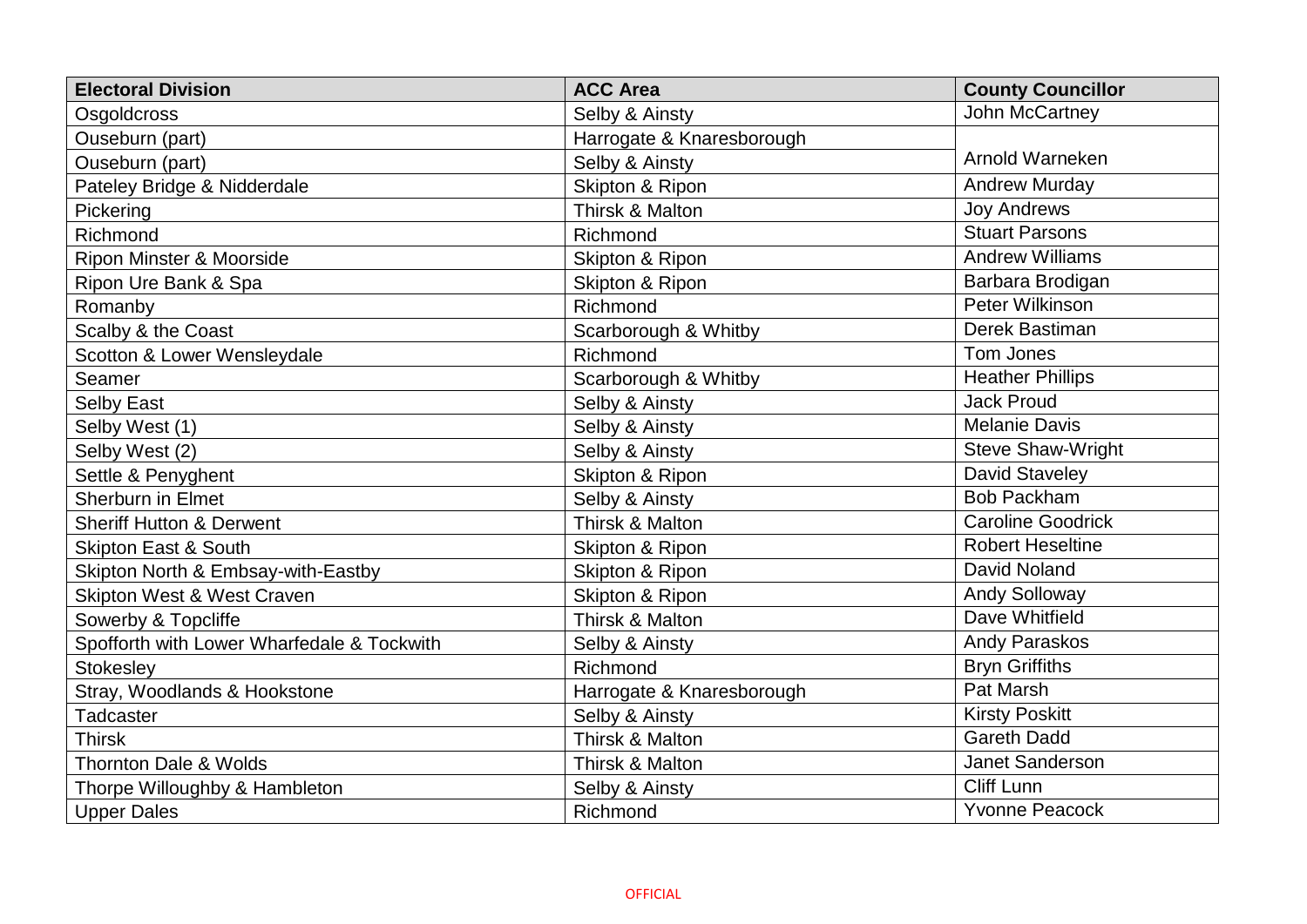| Electoral Division | ACC Area | County Councillor |
|---|---|---|
| Osgoldcross | Selby & Ainsty | John McCartney |
| Ouseburn (part) | Harrogate & Knaresborough | Arnold Warneken |
| Ouseburn (part) | Selby & Ainsty | |
| Pateley Bridge & Nidderdale | Skipton & Ripon | Andrew Murday |
| Pickering | Thirsk & Malton | Joy Andrews |
| Richmond | Richmond | Stuart Parsons |
| Ripon Minster & Moorside | Skipton & Ripon | Andrew Williams |
| Ripon Ure Bank & Spa | Skipton & Ripon | Barbara Brodigan |
| Romanby | Richmond | Peter Wilkinson |
| Scalby & the Coast | Scarborough & Whitby | Derek Bastiman |
| Scotton & Lower Wensleydale | Richmond | Tom Jones |
| Seamer | Scarborough & Whitby | Heather Phillips |
| Selby East | Selby & Ainsty | Jack Proud |
| Selby West (1) | Selby & Ainsty | Melanie Davis |
| Selby West (2) | Selby & Ainsty | Steve Shaw-Wright |
| Settle & Penyghent | Skipton & Ripon | David Staveley |
| Sherburn in Elmet | Selby & Ainsty | Bob Packham |
| Sheriff Hutton & Derwent | Thirsk & Malton | Caroline Goodrick |
| Skipton East & South | Skipton & Ripon | Robert Heseltine |
| Skipton North & Embsay-with-Eastby | Skipton & Ripon | David Noland |
| Skipton West & West Craven | Skipton & Ripon | Andy Solloway |
| Sowerby & Topcliffe | Thirsk & Malton | Dave Whitfield |
| Spofforth with Lower Wharfedale & Tockwith | Selby & Ainsty | Andy Paraskos |
| Stokesley | Richmond | Bryn Griffiths |
| Stray, Woodlands & Hookstone | Harrogate & Knaresborough | Pat Marsh |
| Tadcaster | Selby & Ainsty | Kirsty Poskitt |
| Thirsk | Thirsk & Malton | Gareth Dadd |
| Thornton Dale & Wolds | Thirsk & Malton | Janet Sanderson |
| Thorpe Willoughby & Hambleton | Selby & Ainsty | Cliff Lunn |
| Upper Dales | Richmond | Yvonne Peacock |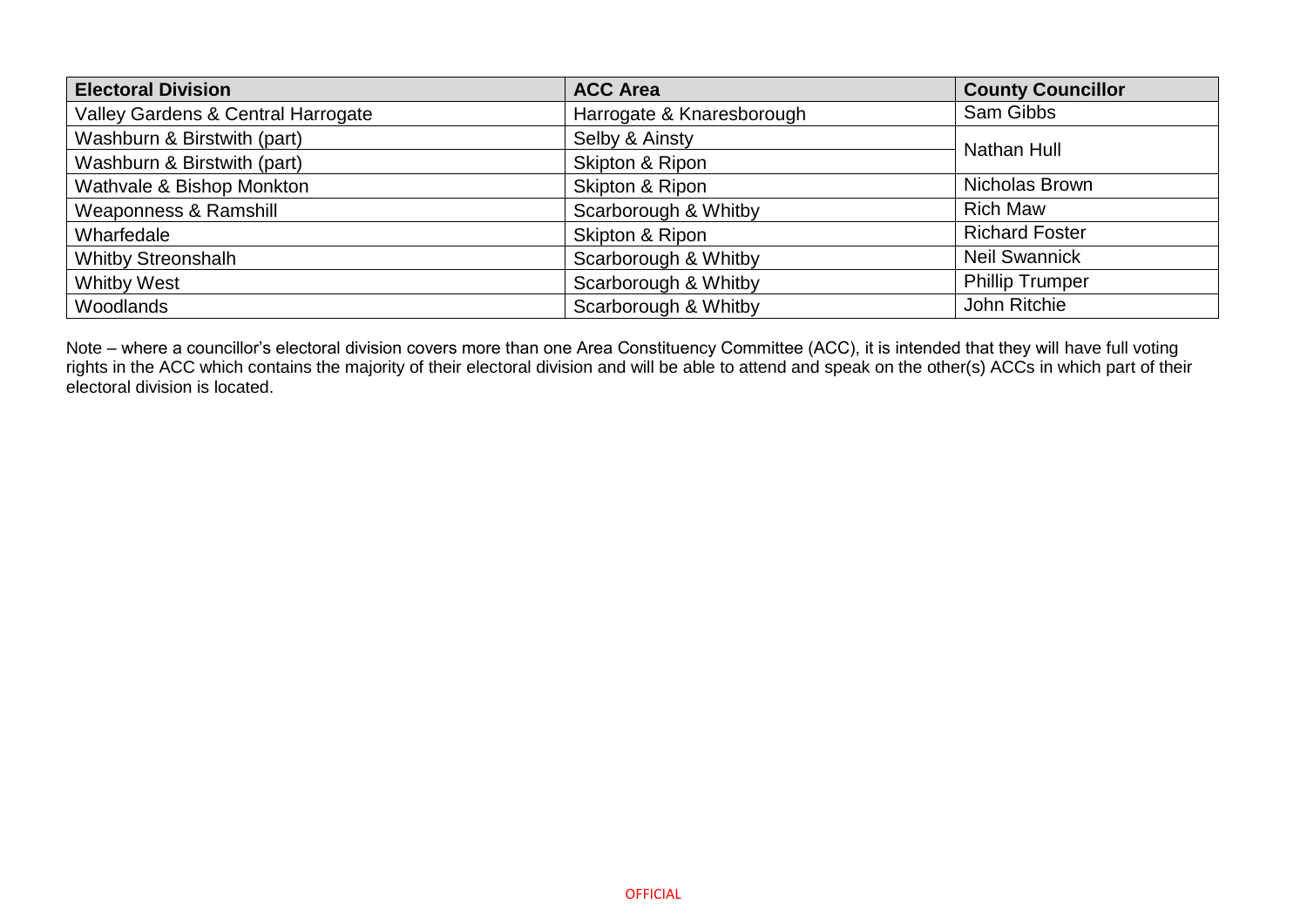| Electoral Division | ACC Area | County Councillor |
|---|---|---|
| Valley Gardens & Central Harrogate | Harrogate & Knaresborough | Sam Gibbs |
| Washburn & Birstwith (part) | Selby & Ainsty | Nathan Hull |
| Washburn & Birstwith (part) | Skipton & Ripon | |
| Wathvale & Bishop Monkton | Skipton & Ripon | Nicholas Brown |
| Weaponness & Ramshill | Scarborough & Whitby | Rich Maw |
| Wharfedale | Skipton & Ripon | Richard Foster |
| Whitby Streonshalh | Scarborough & Whitby | Neil Swannick |
| Whitby West | Scarborough & Whitby | Phillip Trumper |
| Woodlands | Scarborough & Whitby | John Ritchie |

Note – where a councillor's electoral division covers more than one Area Constituency Committee (ACC), it is intended that they will have full voting rights in the ACC which contains the majority of their electoral division and will be able to attend and speak on the other(s) ACCs in which part of their electoral division is located.

OFFICIAL